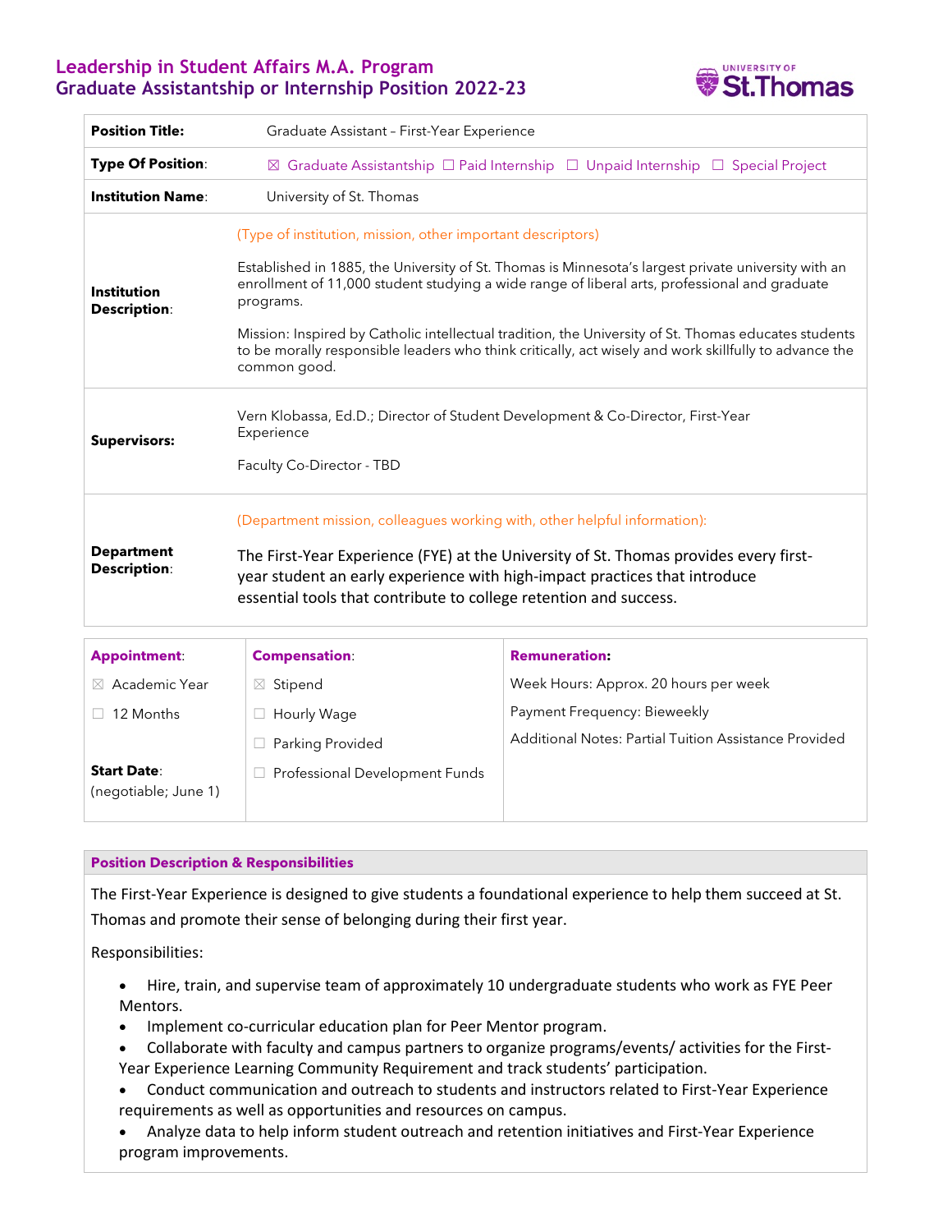# Leadership in Student Affairs M.A. Program
## Graduate Assistantship or Internship Position 2022-23

UNIVERSITY OF St.Thomas

| **Position Title:** | Graduate Assistant – First-Year Experience |
|---|---|
| **Type Of Position:** | ☒ Graduate Assistantship ☐ Paid Internship ☐ Unpaid Internship ☐ Special Project |
| **Institution Name:** | University of St. Thomas |
| **Institution Description:** | (Type of institution, mission, other important descriptors)<br><br>Established in 1885, the University of St. Thomas is Minnesota's largest private university with an enrollment of 11,000 student studying a wide range of liberal arts, professional and graduate programs.<br><br>Mission: Inspired by Catholic intellectual tradition, the University of St. Thomas educates students to be morally responsible leaders who think critically, act wisely and work skillfully to advance the common good. |
| **Supervisors:** | Vern Klobassa, Ed.D.; Director of Student Development & Co-Director, First-Year Experience<br><br>Faculty Co-Director - TBD |
| **Department Description:** | (Department mission, colleagues working with, other helpful information):<br><br>The First-Year Experience (FYE) at the University of St. Thomas provides every first-year student an early experience with high-impact practices that introduce essential tools that contribute to college retention and success. |

| **Appointment:** | **Compensation:** | **Remuneration:** |
|---|---|---|
| ☒ Academic Year | ☒ Stipend | Week Hours: Approx. 20 hours per week |
| ☐ 12 Months | ☐ Hourly Wage | Payment Frequency: Bieweekly |
| | ☐ Parking Provided | Additional Notes: Partial Tuition Assistance Provided |
| **Start Date:** (negotiable; June 1) | ☐ Professional Development Funds | |

### Position Description & Responsibilities

The First-Year Experience is designed to give students a foundational experience to help them succeed at St. Thomas and promote their sense of belonging during their first year.

Responsibilities:

- Hire, train, and supervise team of approximately 10 undergraduate students who work as FYE Peer Mentors.
- Implement co-curricular education plan for Peer Mentor program.
- Collaborate with faculty and campus partners to organize programs/events/ activities for the First-Year Experience Learning Community Requirement and track students' participation.
- Conduct communication and outreach to students and instructors related to First-Year Experience requirements as well as opportunities and resources on campus.
- Analyze data to help inform student outreach and retention initiatives and First-Year Experience program improvements.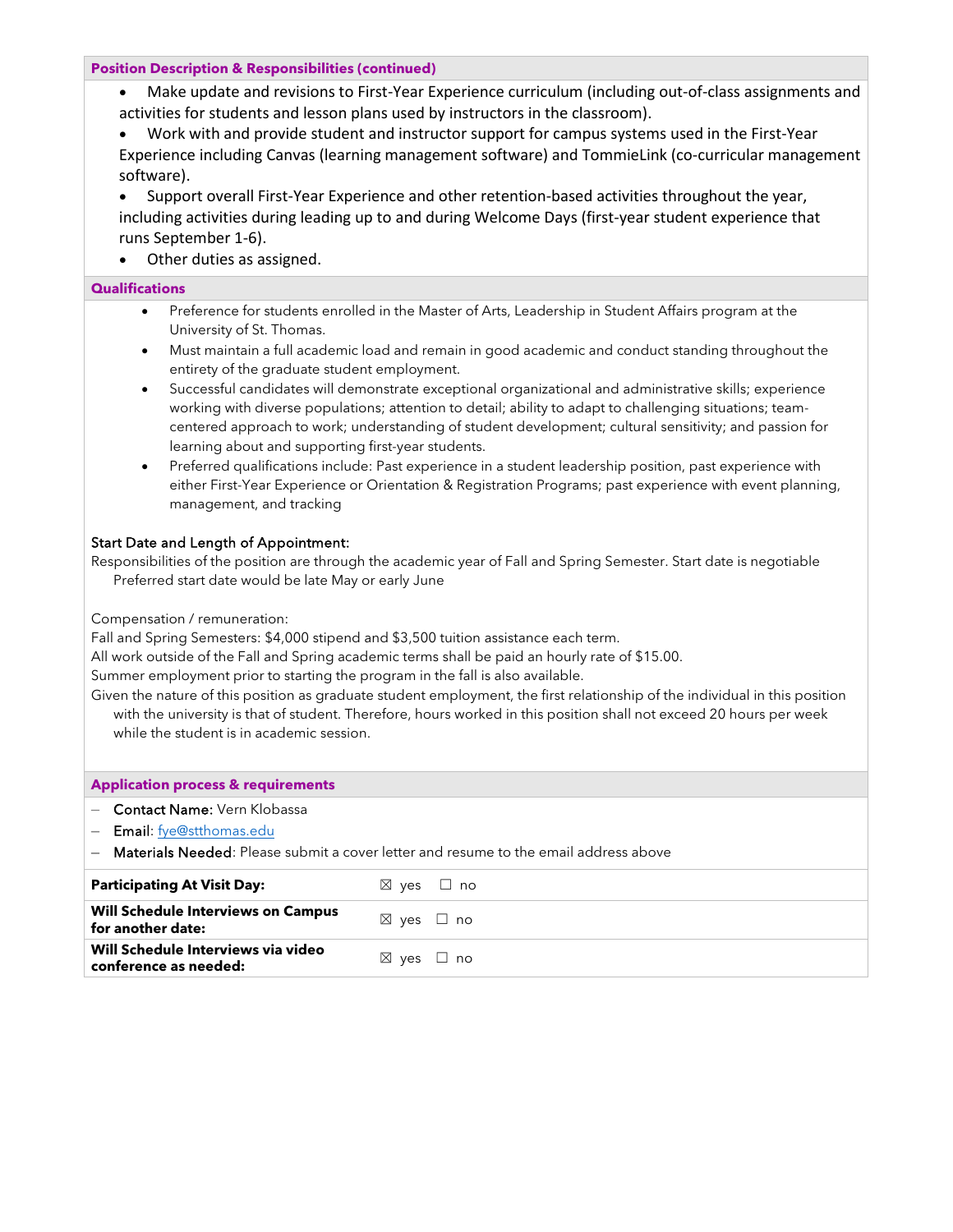**Position Description & Responsibilities (continued)**

- Make update and revisions to First-Year Experience curriculum (including out-of-class assignments and activities for students and lesson plans used by instructors in the classroom).
- Work with and provide student and instructor support for campus systems used in the First-Year Experience including Canvas (learning management software) and TommieLink (co-curricular management software).
- Support overall First-Year Experience and other retention-based activities throughout the year, including activities during leading up to and during Welcome Days (first-year student experience that runs September 1-6).
- Other duties as assigned.

**Qualifications**

- Preference for students enrolled in the Master of Arts, Leadership in Student Affairs program at the University of St. Thomas.
- Must maintain a full academic load and remain in good academic and conduct standing throughout the entirety of the graduate student employment.
- Successful candidates will demonstrate exceptional organizational and administrative skills; experience working with diverse populations; attention to detail; ability to adapt to challenging situations; team-centered approach to work; understanding of student development; cultural sensitivity; and passion for learning about and supporting first-year students.
- Preferred qualifications include: Past experience in a student leadership position, past experience with either First-Year Experience or Orientation & Registration Programs; past experience with event planning, management, and tracking

Start Date and Length of Appointment:

Responsibilities of the position are through the academic year of Fall and Spring Semester. Start date is negotiable Preferred start date would be late May or early June

Compensation / remuneration:

Fall and Spring Semesters: $4,000 stipend and $3,500 tuition assistance each term.

All work outside of the Fall and Spring academic terms shall be paid an hourly rate of $15.00.

Summer employment prior to starting the program in the fall is also available.

Given the nature of this position as graduate student employment, the first relationship of the individual in this position with the university is that of student. Therefore, hours worked in this position shall not exceed 20 hours per week while the student is in academic session.

**Application process & requirements**

- **Contact Name:** Vern Klobassa
- **Email:** fye@stthomas.edu
- **Materials Needed:** Please submit a cover letter and resume to the email address above

| | |
|---|---|
| **Participating At Visit Day:** | ☒ yes ☐ no |
| **Will Schedule Interviews on Campus for another date:** | ☒ yes ☐ no |
| **Will Schedule Interviews via video conference as needed:** | ☒ yes ☐ no |